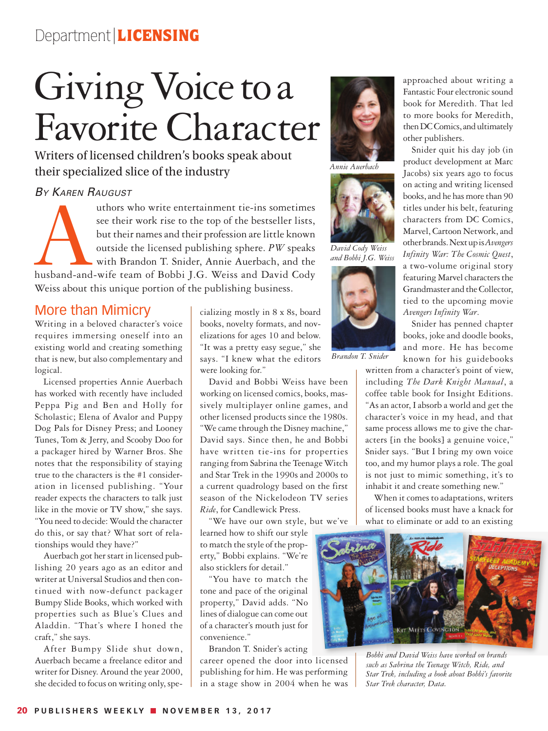Department | **LICENSING**

# Giving Voice to a Favorite Character

## Writers of licensed children's books speak about their specialized slice of the industry

*By Karen Raugust*

Authors who write entertainment tie-ins sometimes see their work rise to the top of the bestseller lists, but their names and their profession are little known outside the licensed publishing sphere. *PW* speaks with Brandon T. Snider, Annie Auerbach, and the husband-and-wife team of Bobbi J.G. Weiss and David Cody Weiss about this unique portion of the publishing business.

### More than Mimicry

Writing in a beloved character's voice requires immersing oneself into an existing world and creating something that is new, but also complementary and logical.

Licensed properties Annie Auerbach has worked with recently have included Peppa Pig and Ben and Holly for Scholastic; Elena of Avalor and Puppy Dog Pals for Disney Press; and Looney Tunes, Tom & Jerry, and Scooby Doo for a packager hired by Warner Bros. She notes that the responsibility of staying true to the characters is the #1 consideration in licensed publishing. "Your reader expects the characters to talk just like in the movie or TV show," she says. "You need to decide: Would the character do this, or say that? What sort of relationships would they have?"

Auerbach got her start in licensed publishing 20 years ago as an editor and writer at Universal Studios and then continued with now-defunct packager Bumpy Slide Books, which worked with properties such as Blue's Clues and Aladdin. "That's where I honed the craft," she says.

After Bumpy Slide shut down, Auerbach became a freelance editor and writer for Disney. Around the year 2000, she decided to focus on writing only, specializing mostly in 8 x 8s, board books, novelty formats, and novelizations for ages 10 and below. "It was a pretty easy segue," she says. "I knew what the editors were looking for."

David and Bobbi Weiss have been working on licensed comics, books, massively multiplayer online games, and other licensed products since the 1980s. "We came through the Disney machine," David says. Since then, he and Bobbi have written tie-ins for properties ranging from Sabrina the Teenage Witch and Star Trek in the 1990s and 2000s to a current quadrology based on the first season of the Nickelodeon TV series *Ride*, for Candlewick Press.

"We have our own style, but we've learned how to shift our style to match the style of the property," Bobbi explains. "We're also sticklers for detail."

"You have to match the tone and pace of the original property," David adds. "No lines of dialogue can come out of a character's mouth just for convenience."

Brandon T. Snider's acting career opened the door into licensed publishing for him. He was performing in a stage show in 2004 when he was approached about writing a Fantastic Four electronic sound book for Meredith. That led to more books for Meredith, then DC Comics, and ultimately other publishers.

Annie Auerbach

David Cody Weiss and Bobbi J.G. Weiss

Brandon T. Snider

Snider quit his day job (in product development at Marc Jacobs) six years ago to focus on acting and writing licensed books, and he has more than 90 titles under his belt, featuring characters from DC Comics, Marvel, Cartoon Network, and other brands. Next up is *Avengers Infinity War: The Cosmic Quest*, a two-volume original story featuring Marvel characters the Grandmaster and the Collector, tied to the upcoming movie *Avengers Infinity War*.

Snider has penned chapter books, joke and doodle books, and more. He has become known for his guidebooks written from a character's point of view, including *The Dark Knight Manual*, a coffee table book for Insight Editions. "As an actor, I absorb a world and get the character's voice in my head, and that same process allows me to give the characters [in the books] a genuine voice," Snider says. "But I bring my own voice too, and my humor plays a role. The goal is not just to mimic something, it's to inhabit it and create something new."

When it comes to adaptations, writers of licensed books must have a knack for what to eliminate or add to an existing

*Bobbi and David Weiss have worked on brands such as Sabrina the Teenage Witch, Ride, and Star Trek, including a book about Bobbi's favorite Star Trek character, Data.*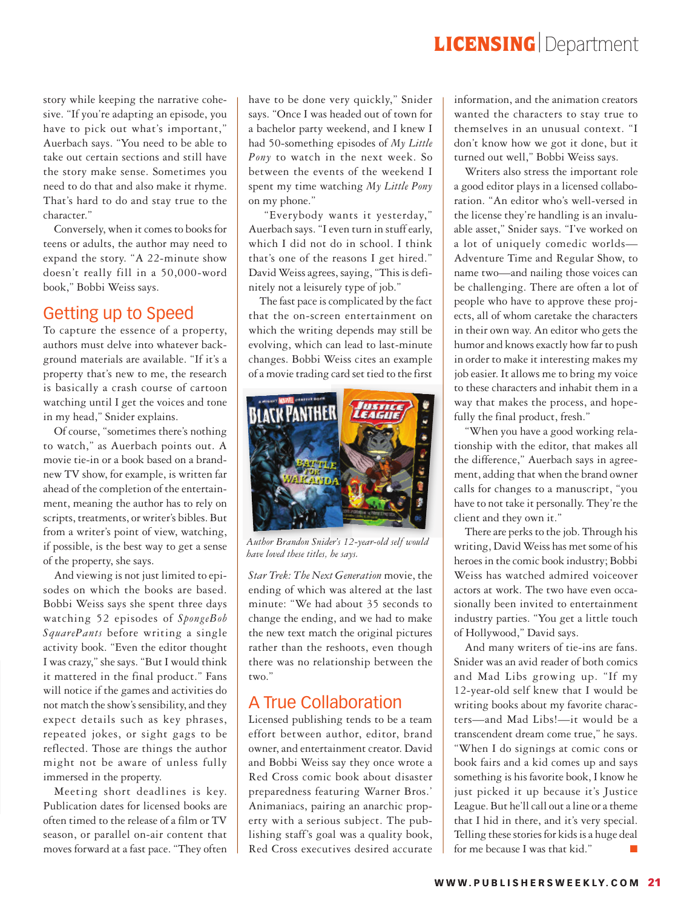story while keeping the narrative cohesive. "If you're adapting an episode, you have to pick out what's important," Auerbach says. "You need to be able to take out certain sections and still have the story make sense. Sometimes you need to do that and also make it rhyme. That's hard to do and stay true to the character."

Conversely, when it comes to books for teens or adults, the author may need to expand the story. "A 22-minute show doesn't really fill in a 50,000-word book," Bobbi Weiss says.

## Getting up to Speed

To capture the essence of a property, authors must delve into whatever background materials are available. "If it's a property that's new to me, the research is basically a crash course of cartoon watching until I get the voices and tone in my head," Snider explains.

Of course, "sometimes there's nothing to watch," as Auerbach points out. A movie tie-in or a book based on a brand-new TV show, for example, is written far ahead of the completion of the entertainment, meaning the author has to rely on scripts, treatments, or writer's bibles. But from a writer's point of view, watching, if possible, is the best way to get a sense of the property, she says.

And viewing is not just limited to episodes on which the books are based. Bobbi Weiss says she spent three days watching 52 episodes of *SpongeBob SquarePants* before writing a single activity book. "Even the editor thought I was crazy," she says. "But I would think it mattered in the final product." Fans will notice if the games and activities do not match the show's sensibility, and they expect details such as key phrases, repeated jokes, or sight gags to be reflected. Those are things the author might not be aware of unless fully immersed in the property.

Meeting short deadlines is key. Publication dates for licensed books are often timed to the release of a film or TV season, or parallel on-air content that moves forward at a fast pace. "They often have to be done very quickly," Snider says. "Once I was headed out of town for a bachelor party weekend, and I knew I had 50-something episodes of *My Little Pony* to watch in the next week. So between the events of the weekend I spent my time watching *My Little Pony* on my phone."

"Everybody wants it yesterday," Auerbach says. "I even turn in stuff early, which I did not do in school. I think that's one of the reasons I get hired." David Weiss agrees, saying, "This is definitely not a leisurely type of job."

The fast pace is complicated by the fact that the on-screen entertainment on which the writing depends may still be evolving, which can lead to last-minute changes. Bobbi Weiss cites an example of a movie trading card set tied to the first *Star Trek: The Next Generation* movie, the ending of which was altered at the last minute: "We had about 35 seconds to change the ending, and we had to make the new text match the original pictures rather than the reshoots, even though there was no relationship between the two."

*Author Brandon Snider's 12-year-old self would have loved these titles, he says.*

## A True Collaboration

Licensed publishing tends to be a team effort between author, editor, brand owner, and entertainment creator. David and Bobbi Weiss say they once wrote a Red Cross comic book about disaster preparedness featuring Warner Bros.' Animaniacs, pairing an anarchic property with a serious subject. The publishing staff's goal was a quality book, Red Cross executives desired accurate information, and the animation creators wanted the characters to stay true to themselves in an unusual context. "I don't know how we got it done, but it turned out well," Bobbi Weiss says.

Writers also stress the important role a good editor plays in a licensed collaboration. "An editor who's well-versed in the license they're handling is an invaluable asset," Snider says. "I've worked on a lot of uniquely comedic worlds—Adventure Time and Regular Show, to name two—and nailing those voices can be challenging. There are often a lot of people who have to approve these projects, all of whom caretake the characters in their own way. An editor who gets the humor and knows exactly how far to push in order to make it interesting makes my job easier. It allows me to bring my voice to these characters and inhabit them in a way that makes the process, and hopefully the final product, fresh."

"When you have a good working relationship with the editor, that makes all the difference," Auerbach says in agreement, adding that when the brand owner calls for changes to a manuscript, "you have to not take it personally. They're the client and they own it."

There are perks to the job. Through his writing, David Weiss has met some of his heroes in the comic book industry; Bobbi Weiss has watched admired voiceover actors at work. The two have even occasionally been invited to entertainment industry parties. "You get a little touch of Hollywood," David says.

And many writers of tie-ins are fans. Snider was an avid reader of both comics and Mad Libs growing up. "If my 12-year-old self knew that I would be writing books about my favorite characters—and Mad Libs!—it would be a transcendent dream come true," he says. "When I do signings at comic cons or book fairs and a kid comes up and says something is his favorite book, I know he just picked it up because it's Justice League. But he'll call out a line or a theme that I hid in there, and it's very special. Telling these stories for kids is a huge deal for me because I was that kid." ■